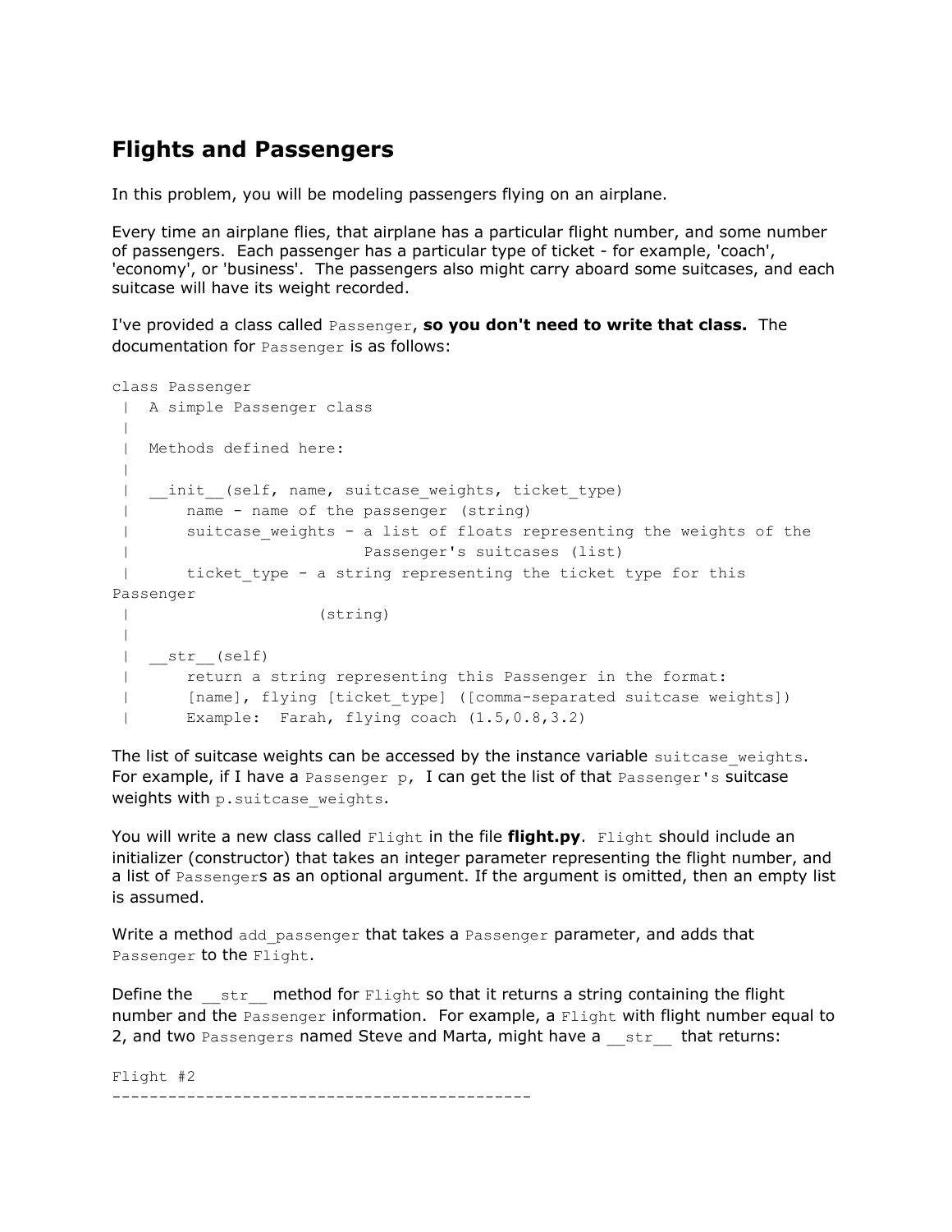## Flights and Passengers

In this problem, you will be modeling passengers flying on an airplane.

Every time an airplane flies, that airplane has a particular flight number, and some number of passengers. Each passenger has a particular type of ticket - for example, 'coach', 'economy', or 'business'. The passengers also might carry aboard some suitcases, and each suitcase will have its weight recorded.

I've provided a class called `Passenger`, **so you don't need to write that class.** The documentation for `Passenger` is as follows:

```
class Passenger
 |  A simple Passenger class
 |
 |  Methods defined here:
 |
 |  __init__(self, name, suitcase_weights, ticket_type)
 |      name - name of the passenger (string)
 |      suitcase_weights - a list of floats representing the weights of the
 |                         Passenger's suitcases (list)
 |      ticket_type - a string representing the ticket type for this
Passenger
 |                   (string)
 |
 |  __str__(self)
 |      return a string representing this Passenger in the format:
 |      [name], flying [ticket_type] ([comma-separated suitcase weights])
 |      Example:  Farah, flying coach (1.5,0.8,3.2)
```

The list of suitcase weights can be accessed by the instance variable `suitcase_weights`. For example, if I have a `Passenger p`, I can get the list of that `Passenger's` suitcase weights with `p.suitcase_weights`.

You will write a new class called `Flight` in the file **flight.py**. `Flight` should include an initializer (constructor) that takes an integer parameter representing the flight number, and a list of `Passenger`s as an optional argument. If the argument is omitted, then an empty list is assumed.

Write a method `add_passenger` that takes a `Passenger` parameter, and adds that `Passenger` to the `Flight`.

Define the `__str__` method for `Flight` so that it returns a string containing the flight number and the `Passenger` information. For example, a `Flight` with flight number equal to 2, and two `Passengers` named Steve and Marta, might have a `__str__` that returns:

```
Flight #2
---------------------------------------------
```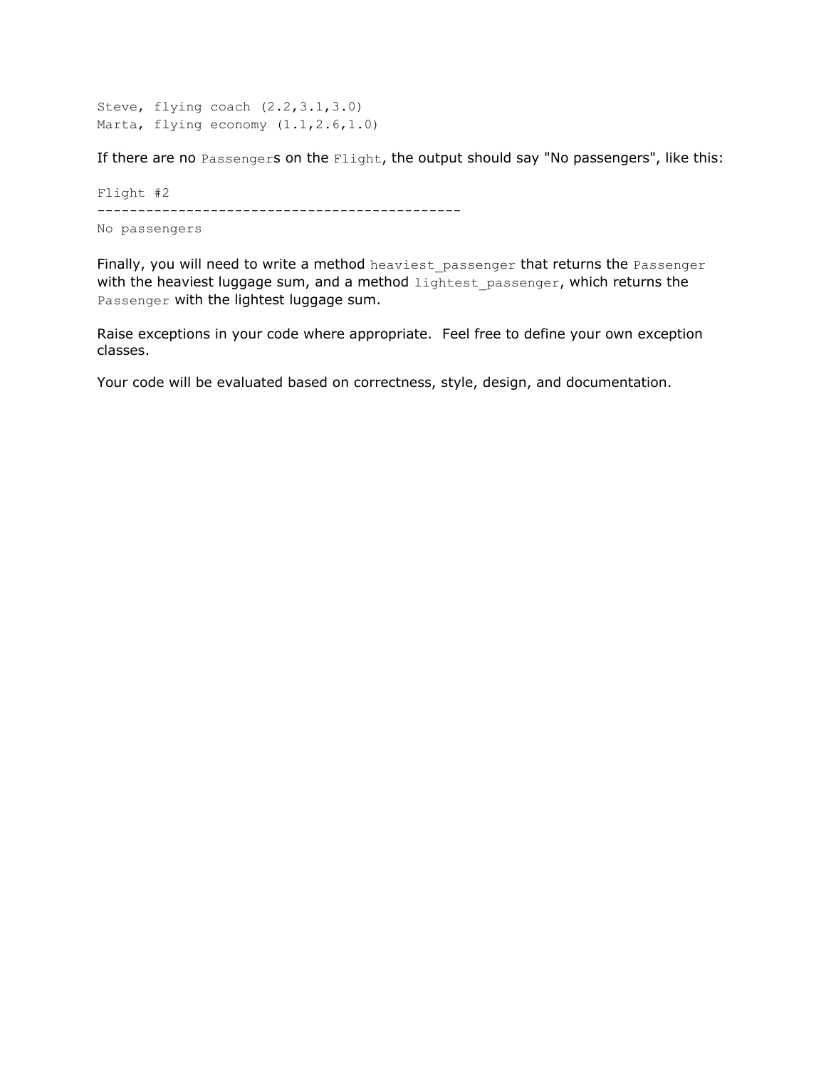```
Steve, flying coach (2.2,3.1,3.0)
Marta, flying economy (1.1,2.6,1.0)
```

If there are no `Passenger`s on the `Flight`, the output should say "No passengers", like this:

```
Flight #2
---------------------------------------------
No passengers
```

Finally, you will need to write a method `heaviest_passenger` that returns the `Passenger` with the heaviest luggage sum, and a method `lightest_passenger`, which returns the `Passenger` with the lightest luggage sum.

Raise exceptions in your code where appropriate. Feel free to define your own exception classes.

Your code will be evaluated based on correctness, style, design, and documentation.